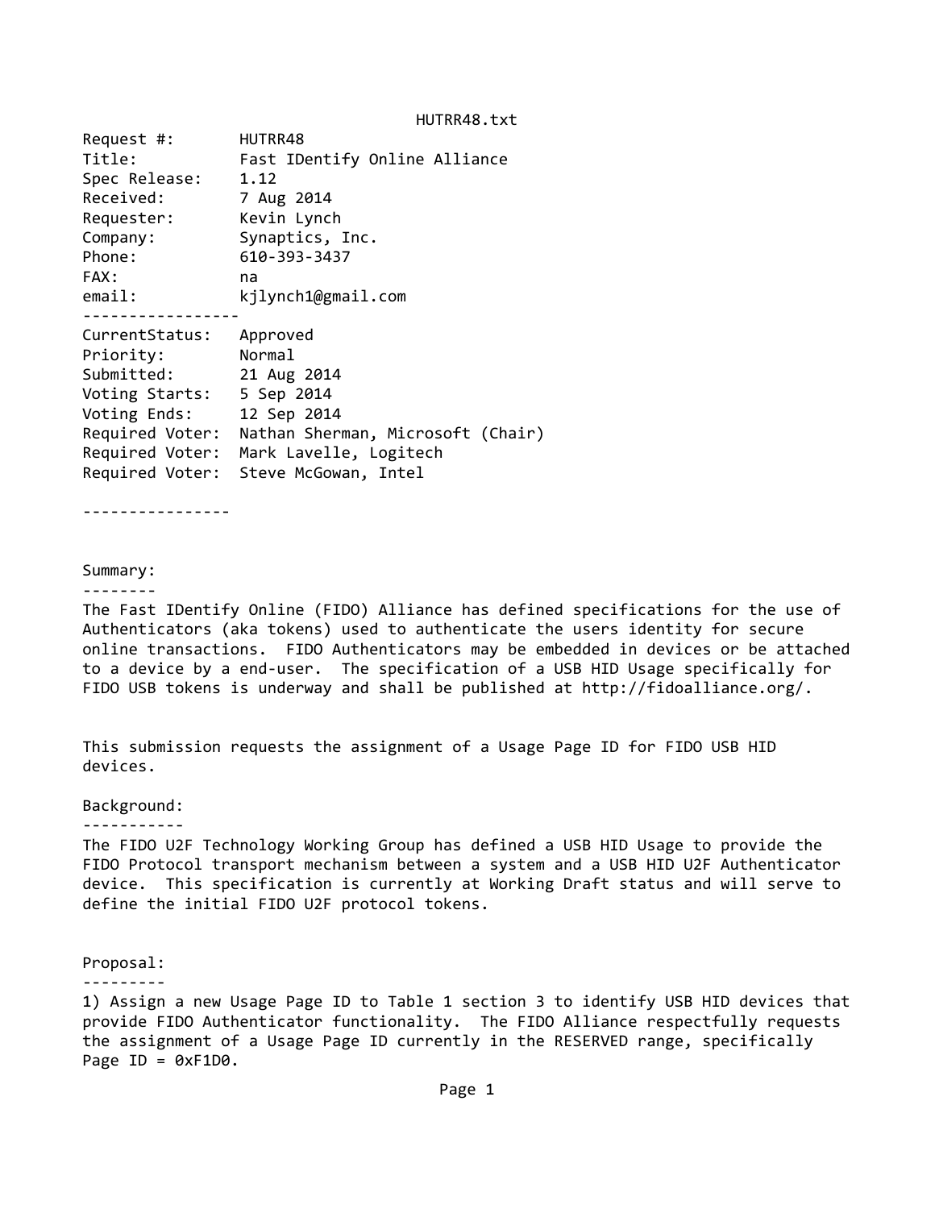HUTRR48.txt

Request #: HUTRR48
Title: Fast IDentify Online Alliance
Spec Release: 1.12
Received: 7 Aug 2014
Requester: Kevin Lynch
Company: Synaptics, Inc.
Phone: 610-393-3437
FAX: na
email: kjlynch1@gmail.com

-----------------

CurrentStatus: Approved
Priority: Normal
Submitted: 21 Aug 2014
Voting Starts: 5 Sep 2014
Voting Ends: 12 Sep 2014
Required Voter: Nathan Sherman, Microsoft (Chair)
Required Voter: Mark Lavelle, Logitech
Required Voter: Steve McGowan, Intel

----------------

## Summary:

The Fast IDentify Online (FIDO) Alliance has defined specifications for the use of Authenticators (aka tokens) used to authenticate the users identity for secure online transactions. FIDO Authenticators may be embedded in devices or be attached to a device by a end-user. The specification of a USB HID Usage specifically for FIDO USB tokens is underway and shall be published at http://fidoalliance.org/.

This submission requests the assignment of a Usage Page ID for FIDO USB HID devices.

## Background:

The FIDO U2F Technology Working Group has defined a USB HID Usage to provide the FIDO Protocol transport mechanism between a system and a USB HID U2F Authenticator device. This specification is currently at Working Draft status and will serve to define the initial FIDO U2F protocol tokens.

## Proposal:

1) Assign a new Usage Page ID to Table 1 section 3 to identify USB HID devices that provide FIDO Authenticator functionality. The FIDO Alliance respectfully requests the assignment of a Usage Page ID currently in the RESERVED range, specifically Page ID = 0xF1D0.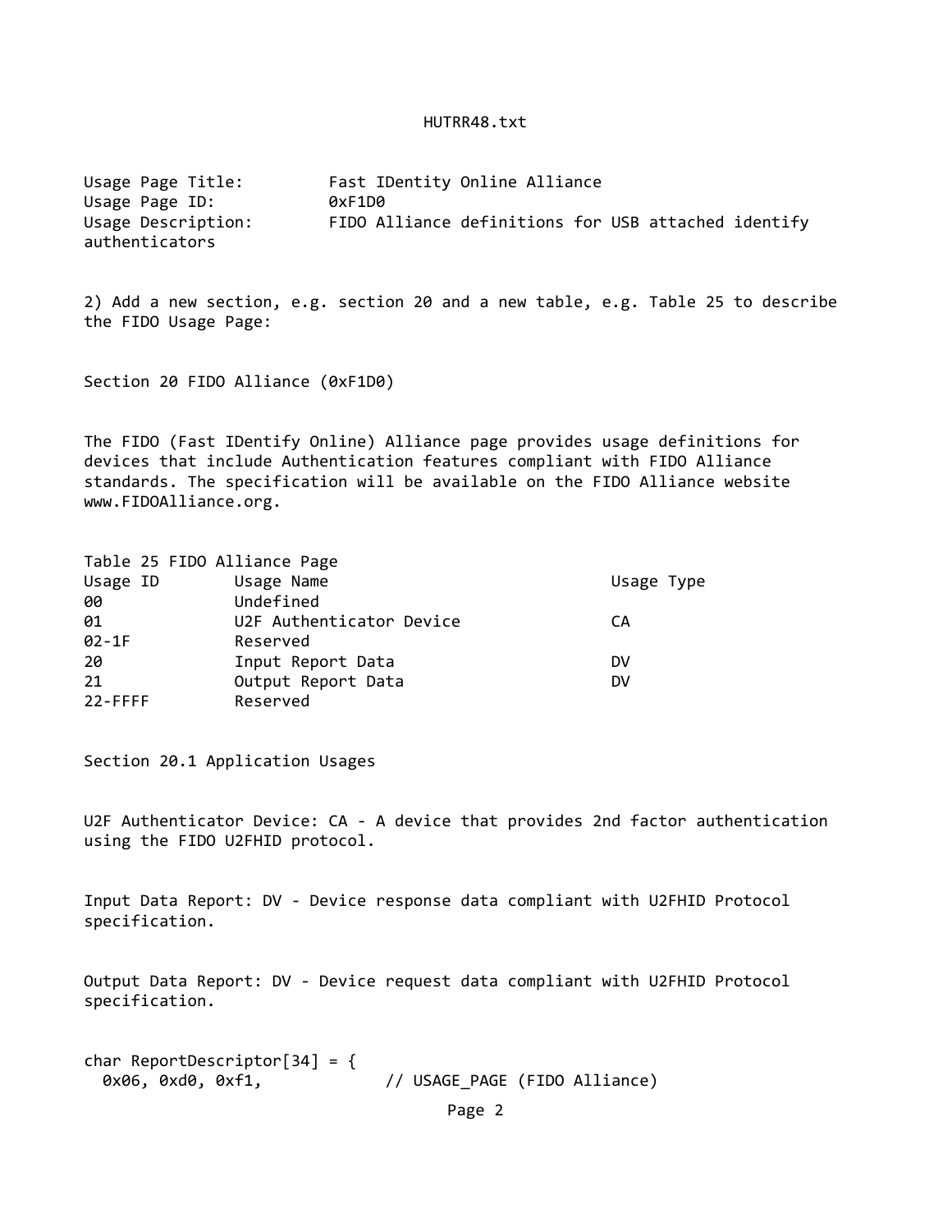Usage Page Title: Fast IDentity Online Alliance
Usage Page ID: 0xF1D0
Usage Description: FIDO Alliance definitions for USB attached identify authenticators

2) Add a new section, e.g. section 20 and a new table, e.g. Table 25 to describe the FIDO Usage Page:

Section 20 FIDO Alliance (0xF1D0)

The FIDO (Fast IDentify Online) Alliance page provides usage definitions for devices that include Authentication features compliant with FIDO Alliance standards. The specification will be available on the FIDO Alliance website www.FIDOAlliance.org.

Table 25 FIDO Alliance Page

| Usage ID | Usage Name | Usage Type |
|---|---|---|
| 00 | Undefined | |
| 01 | U2F Authenticator Device | CA |
| 02-1F | Reserved | |
| 20 | Input Report Data | DV |
| 21 | Output Report Data | DV |
| 22-FFFF | Reserved | |

Section 20.1 Application Usages

U2F Authenticator Device: CA - A device that provides 2nd factor authentication using the FIDO U2FHID protocol.

Input Data Report: DV - Device response data compliant with U2FHID Protocol specification.

Output Data Report: DV - Device request data compliant with U2FHID Protocol specification.

```
char ReportDescriptor[34] = {
  0x06, 0xd0, 0xf1,            // USAGE_PAGE (FIDO Alliance)
```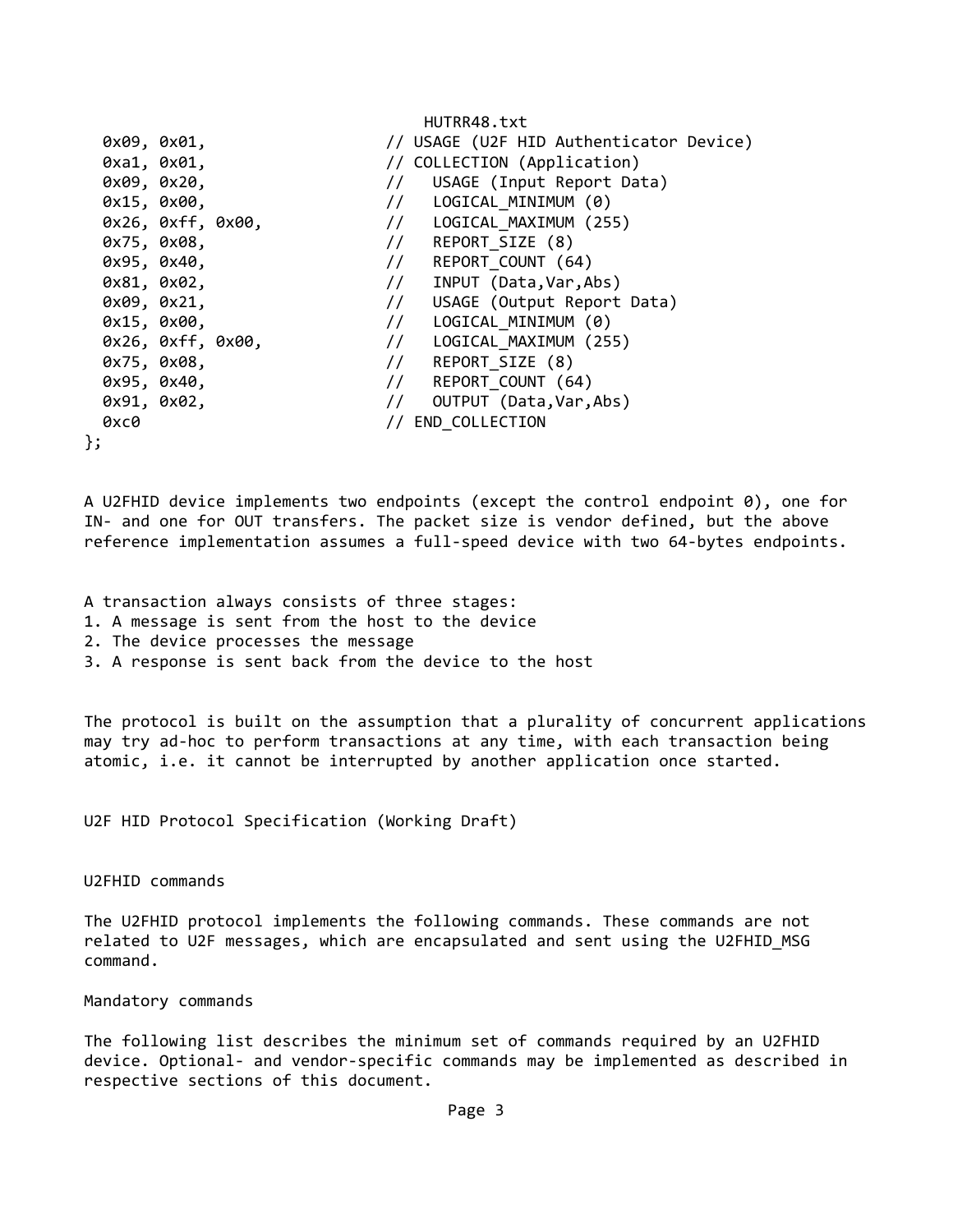```
  0x09, 0x01,                 // USAGE (U2F HID Authenticator Device)
  0xa1, 0x01,                 // COLLECTION (Application)
  0x09, 0x20,                 //   USAGE (Input Report Data)
  0x15, 0x00,                 //   LOGICAL_MINIMUM (0)
  0x26, 0xff, 0x00,           //   LOGICAL_MAXIMUM (255)
  0x75, 0x08,                 //   REPORT_SIZE (8)
  0x95, 0x40,                 //   REPORT_COUNT (64)
  0x81, 0x02,                 //   INPUT (Data,Var,Abs)
  0x09, 0x21,                 //   USAGE (Output Report Data)
  0x15, 0x00,                 //   LOGICAL_MINIMUM (0)
  0x26, 0xff, 0x00,           //   LOGICAL_MAXIMUM (255)
  0x75, 0x08,                 //   REPORT_SIZE (8)
  0x95, 0x40,                 //   REPORT_COUNT (64)
  0x91, 0x02,                 //   OUTPUT (Data,Var,Abs)
  0xc0                        // END_COLLECTION
};
```

A U2FHID device implements two endpoints (except the control endpoint 0), one for IN- and one for OUT transfers. The packet size is vendor defined, but the above reference implementation assumes a full-speed device with two 64-bytes endpoints.

A transaction always consists of three stages:
1. A message is sent from the host to the device
2. The device processes the message
3. A response is sent back from the device to the host

The protocol is built on the assumption that a plurality of concurrent applications may try ad-hoc to perform transactions at any time, with each transaction being atomic, i.e. it cannot be interrupted by another application once started.

U2F HID Protocol Specification (Working Draft)

## U2FHID commands

The U2FHID protocol implements the following commands. These commands are not related to U2F messages, which are encapsulated and sent using the U2FHID_MSG command.

### Mandatory commands

The following list describes the minimum set of commands required by an U2FHID device. Optional- and vendor-specific commands may be implemented as described in respective sections of this document.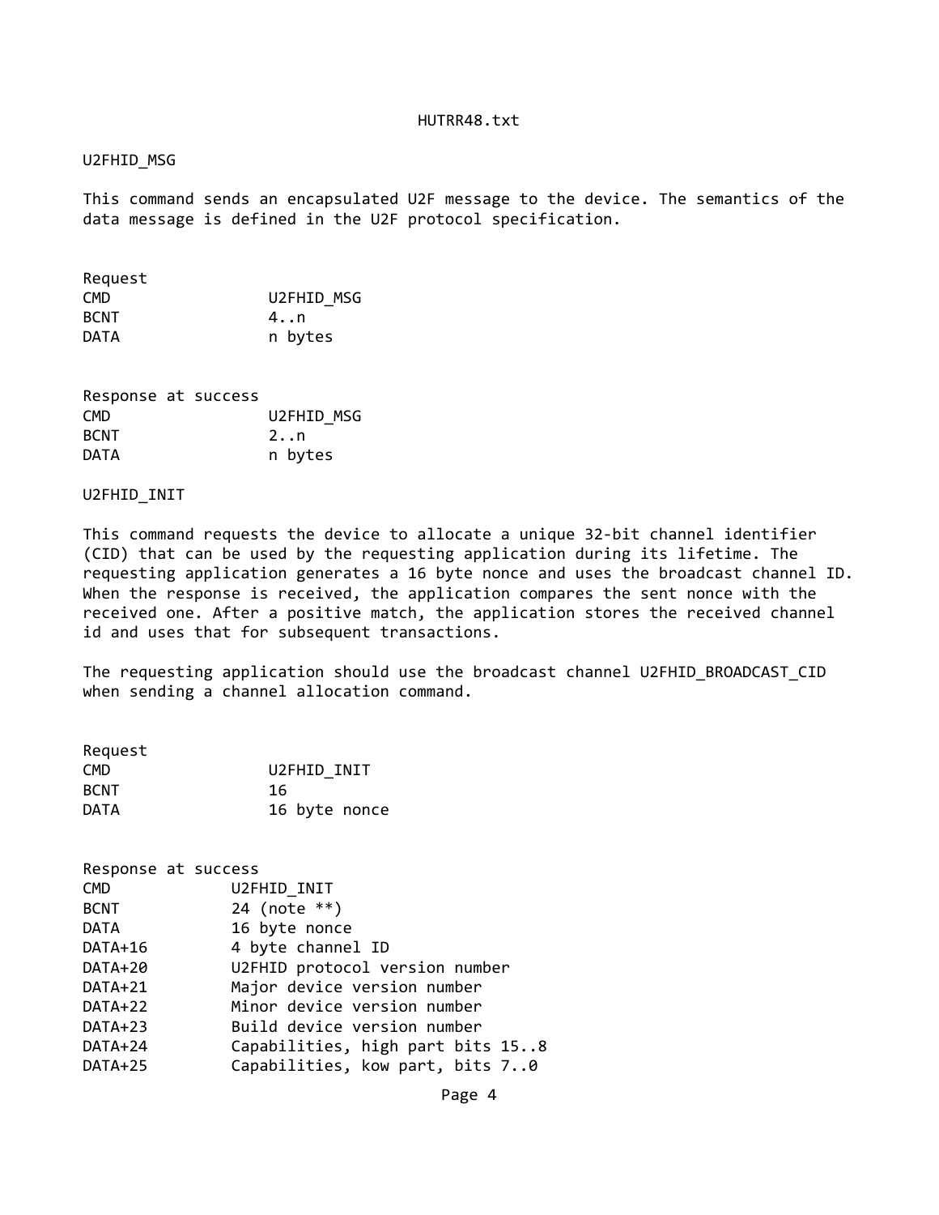## U2FHID_MSG

This command sends an encapsulated U2F message to the device. The semantics of the data message is defined in the U2F protocol specification.

Request

| | |
|---|---|
| CMD | U2FHID_MSG |
| BCNT | 4..n |
| DATA | n bytes |

Response at success

| | |
|---|---|
| CMD | U2FHID_MSG |
| BCNT | 2..n |
| DATA | n bytes |

## U2FHID_INIT

This command requests the device to allocate a unique 32-bit channel identifier (CID) that can be used by the requesting application during its lifetime. The requesting application generates a 16 byte nonce and uses the broadcast channel ID. When the response is received, the application compares the sent nonce with the received one. After a positive match, the application stores the received channel id and uses that for subsequent transactions.

The requesting application should use the broadcast channel U2FHID_BROADCAST_CID when sending a channel allocation command.

Request

| | |
|---|---|
| CMD | U2FHID_INIT |
| BCNT | 16 |
| DATA | 16 byte nonce |

Response at success

| | |
|---|---|
| CMD | U2FHID_INIT |
| BCNT | 24 (note **) |
| DATA | 16 byte nonce |
| DATA+16 | 4 byte channel ID |
| DATA+20 | U2FHID protocol version number |
| DATA+21 | Major device version number |
| DATA+22 | Minor device version number |
| DATA+23 | Build device version number |
| DATA+24 | Capabilities, high part bits 15..8 |
| DATA+25 | Capabilities, kow part, bits 7..0 |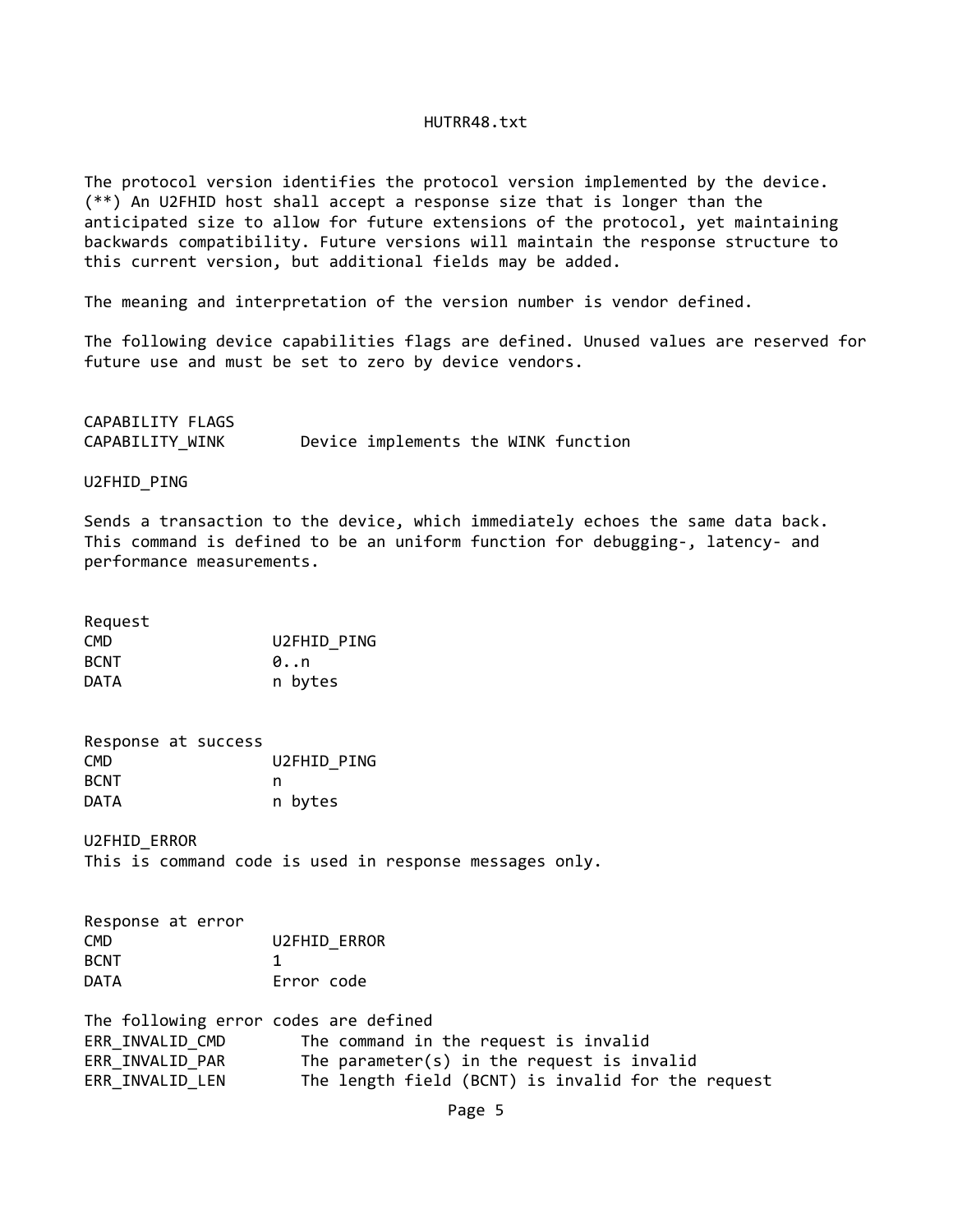The protocol version identifies the protocol version implemented by the device.
(**) An U2FHID host shall accept a response size that is longer than the anticipated size to allow for future extensions of the protocol, yet maintaining backwards compatibility. Future versions will maintain the response structure to this current version, but additional fields may be added.

The meaning and interpretation of the version number is vendor defined.

The following device capabilities flags are defined. Unused values are reserved for future use and must be set to zero by device vendors.

| CAPABILITY FLAGS | |
|---|---|
| CAPABILITY_WINK | Device implements the WINK function |

### U2FHID_PING

Sends a transaction to the device, which immediately echoes the same data back. This command is defined to be an uniform function for debugging-, latency- and performance measurements.

| Request | |
|---|---|
| CMD | U2FHID_PING |
| BCNT | 0..n |
| DATA | n bytes |

| Response at success | |
|---|---|
| CMD | U2FHID_PING |
| BCNT | n |
| DATA | n bytes |

### U2FHID_ERROR

This is command code is used in response messages only.

| Response at error | |
|---|---|
| CMD | U2FHID_ERROR |
| BCNT | 1 |
| DATA | Error code |

The following error codes are defined

| | |
|---|---|
| ERR_INVALID_CMD | The command in the request is invalid |
| ERR_INVALID_PAR | The parameter(s) in the request is invalid |
| ERR_INVALID_LEN | The length field (BCNT) is invalid for the request |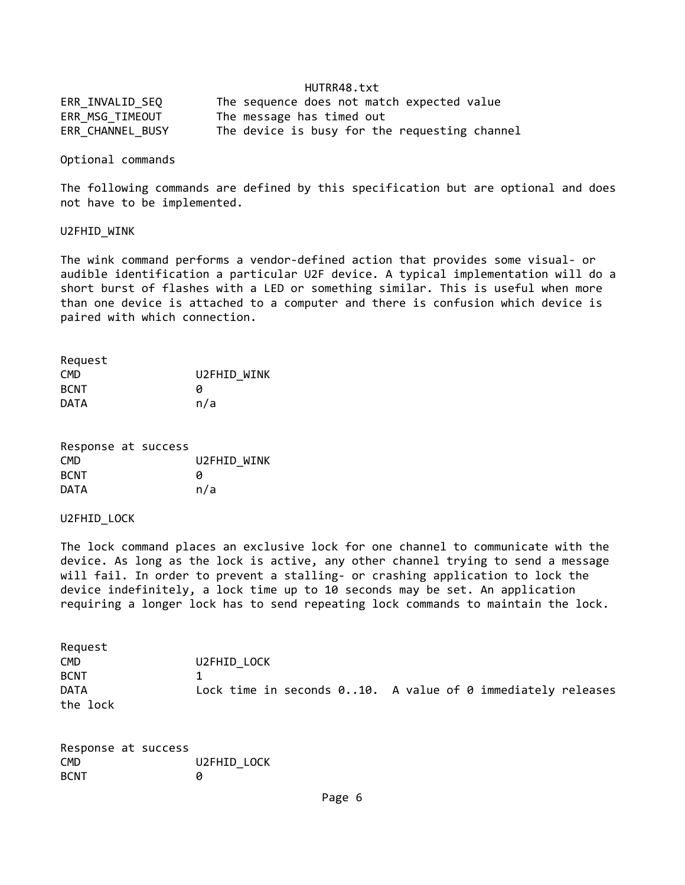| | |
|---|---|
| ERR_INVALID_SEQ | The sequence does not match expected value |
| ERR_MSG_TIMEOUT | The message has timed out |
| ERR_CHANNEL_BUSY | The device is busy for the requesting channel |

## Optional commands

The following commands are defined by this specification but are optional and does not have to be implemented.

### U2FHID_WINK

The wink command performs a vendor-defined action that provides some visual- or audible identification a particular U2F device. A typical implementation will do a short burst of flashes with a LED or something similar. This is useful when more than one device is attached to a computer and there is confusion which device is paired with which connection.

Request

| | |
|---|---|
| CMD | U2FHID_WINK |
| BCNT | 0 |
| DATA | n/a |

Response at success

| | |
|---|---|
| CMD | U2FHID_WINK |
| BCNT | 0 |
| DATA | n/a |

### U2FHID_LOCK

The lock command places an exclusive lock for one channel to communicate with the device. As long as the lock is active, any other channel trying to send a message will fail. In order to prevent a stalling- or crashing application to lock the device indefinitely, a lock time up to 10 seconds may be set. An application requiring a longer lock has to send repeating lock commands to maintain the lock.

Request

| | |
|---|---|
| CMD | U2FHID_LOCK |
| BCNT | 1 |
| DATA | Lock time in seconds 0..10. A value of 0 immediately releases the lock |

Response at success

| | |
|---|---|
| CMD | U2FHID_LOCK |
| BCNT | 0 |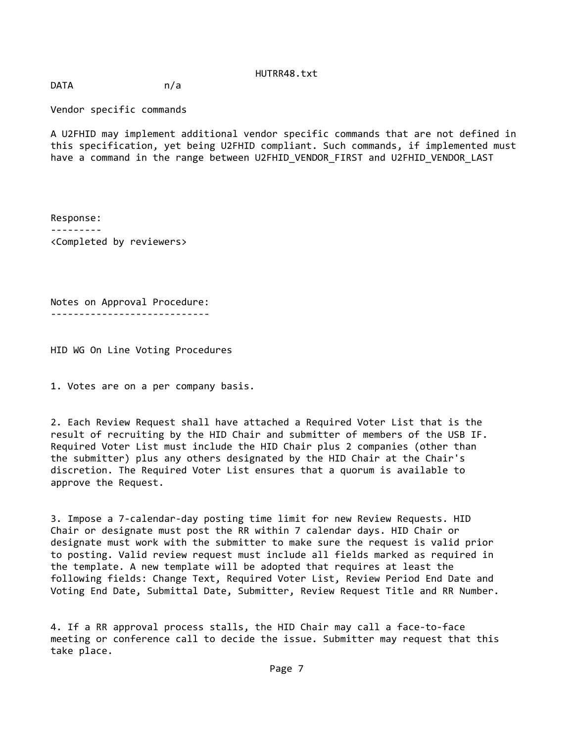DATA n/a

Vendor specific commands

A U2FHID may implement additional vendor specific commands that are not defined in this specification, yet being U2FHID compliant. Such commands, if implemented must have a command in the range between U2FHID_VENDOR_FIRST and U2FHID_VENDOR_LAST

## Response:

<Completed by reviewers>

## Notes on Approval Procedure:

HID WG On Line Voting Procedures

1. Votes are on a per company basis.

2. Each Review Request shall have attached a Required Voter List that is the result of recruiting by the HID Chair and submitter of members of the USB IF. Required Voter List must include the HID Chair plus 2 companies (other than the submitter) plus any others designated by the HID Chair at the Chair's discretion. The Required Voter List ensures that a quorum is available to approve the Request.

3. Impose a 7-calendar-day posting time limit for new Review Requests. HID Chair or designate must post the RR within 7 calendar days. HID Chair or designate must work with the submitter to make sure the request is valid prior to posting. Valid review request must include all fields marked as required in the template. A new template will be adopted that requires at least the following fields: Change Text, Required Voter List, Review Period End Date and Voting End Date, Submittal Date, Submitter, Review Request Title and RR Number.

4. If a RR approval process stalls, the HID Chair may call a face-to-face meeting or conference call to decide the issue. Submitter may request that this take place.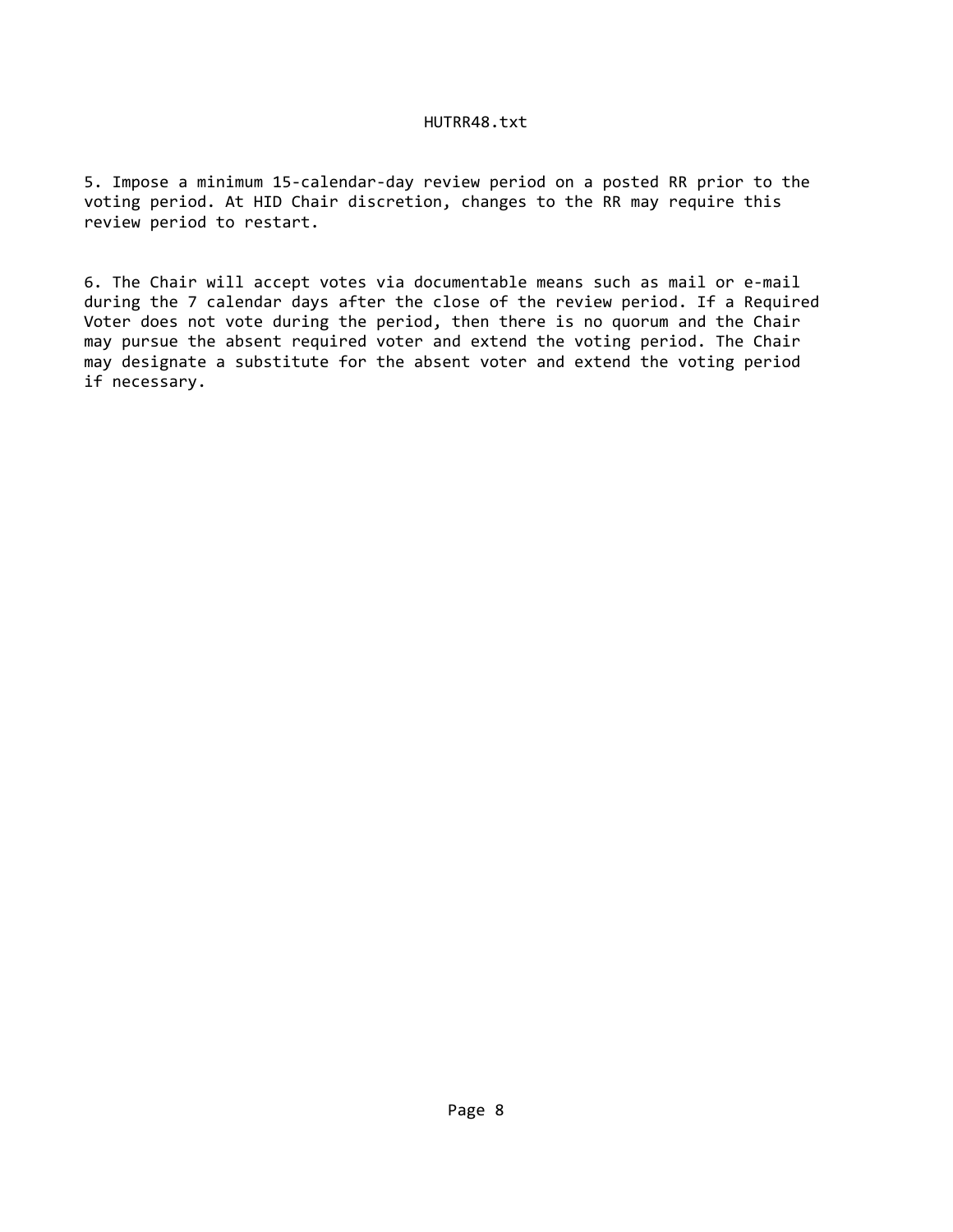5. Impose a minimum 15-calendar-day review period on a posted RR prior to the voting period. At HID Chair discretion, changes to the RR may require this review period to restart.

6. The Chair will accept votes via documentable means such as mail or e-mail during the 7 calendar days after the close of the review period. If a Required Voter does not vote during the period, then there is no quorum and the Chair may pursue the absent required voter and extend the voting period. The Chair may designate a substitute for the absent voter and extend the voting period if necessary.